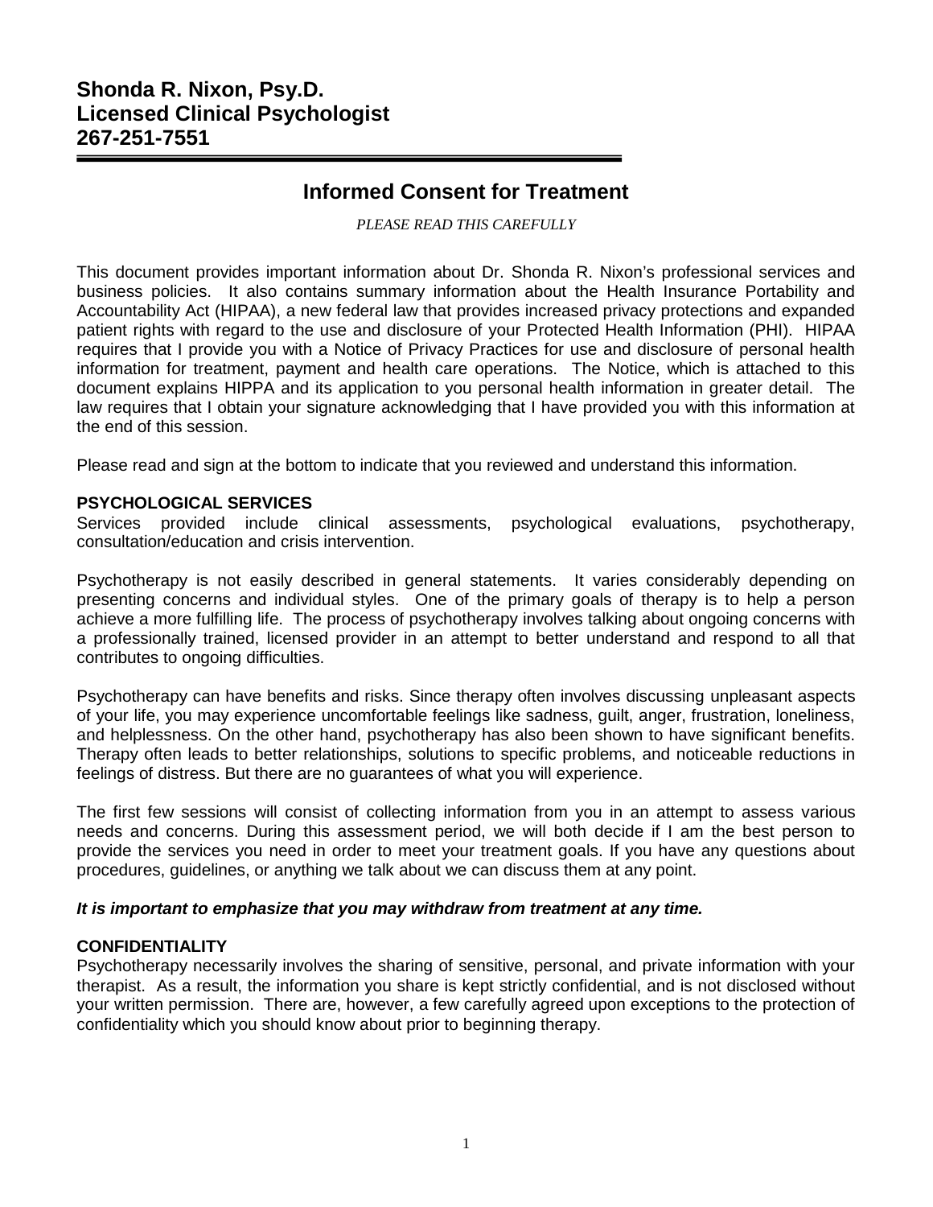**Shonda R. Nixon, Psy.D.**
**Licensed Clinical Psychologist**
**267-251-7551**

---

# Informed Consent for Treatment

*PLEASE READ THIS CAREFULLY*

This document provides important information about Dr. Shonda R. Nixon's professional services and business policies. It also contains summary information about the Health Insurance Portability and Accountability Act (HIPAA), a new federal law that provides increased privacy protections and expanded patient rights with regard to the use and disclosure of your Protected Health Information (PHI). HIPAA requires that I provide you with a Notice of Privacy Practices for use and disclosure of personal health information for treatment, payment and health care operations. The Notice, which is attached to this document explains HIPPA and its application to you personal health information in greater detail. The law requires that I obtain your signature acknowledging that I have provided you with this information at the end of this session.

Please read and sign at the bottom to indicate that you reviewed and understand this information.

**PSYCHOLOGICAL SERVICES**

Services provided include clinical assessments, psychological evaluations, psychotherapy, consultation/education and crisis intervention.

Psychotherapy is not easily described in general statements. It varies considerably depending on presenting concerns and individual styles. One of the primary goals of therapy is to help a person achieve a more fulfilling life. The process of psychotherapy involves talking about ongoing concerns with a professionally trained, licensed provider in an attempt to better understand and respond to all that contributes to ongoing difficulties.

Psychotherapy can have benefits and risks. Since therapy often involves discussing unpleasant aspects of your life, you may experience uncomfortable feelings like sadness, guilt, anger, frustration, loneliness, and helplessness. On the other hand, psychotherapy has also been shown to have significant benefits. Therapy often leads to better relationships, solutions to specific problems, and noticeable reductions in feelings of distress. But there are no guarantees of what you will experience.

The first few sessions will consist of collecting information from you in an attempt to assess various needs and concerns. During this assessment period, we will both decide if I am the best person to provide the services you need in order to meet your treatment goals. If you have any questions about procedures, guidelines, or anything we talk about we can discuss them at any point.

***It is important to emphasize that you may withdraw from treatment at any time.***

**CONFIDENTIALITY**

Psychotherapy necessarily involves the sharing of sensitive, personal, and private information with your therapist. As a result, the information you share is kept strictly confidential, and is not disclosed without your written permission. There are, however, a few carefully agreed upon exceptions to the protection of confidentiality which you should know about prior to beginning therapy.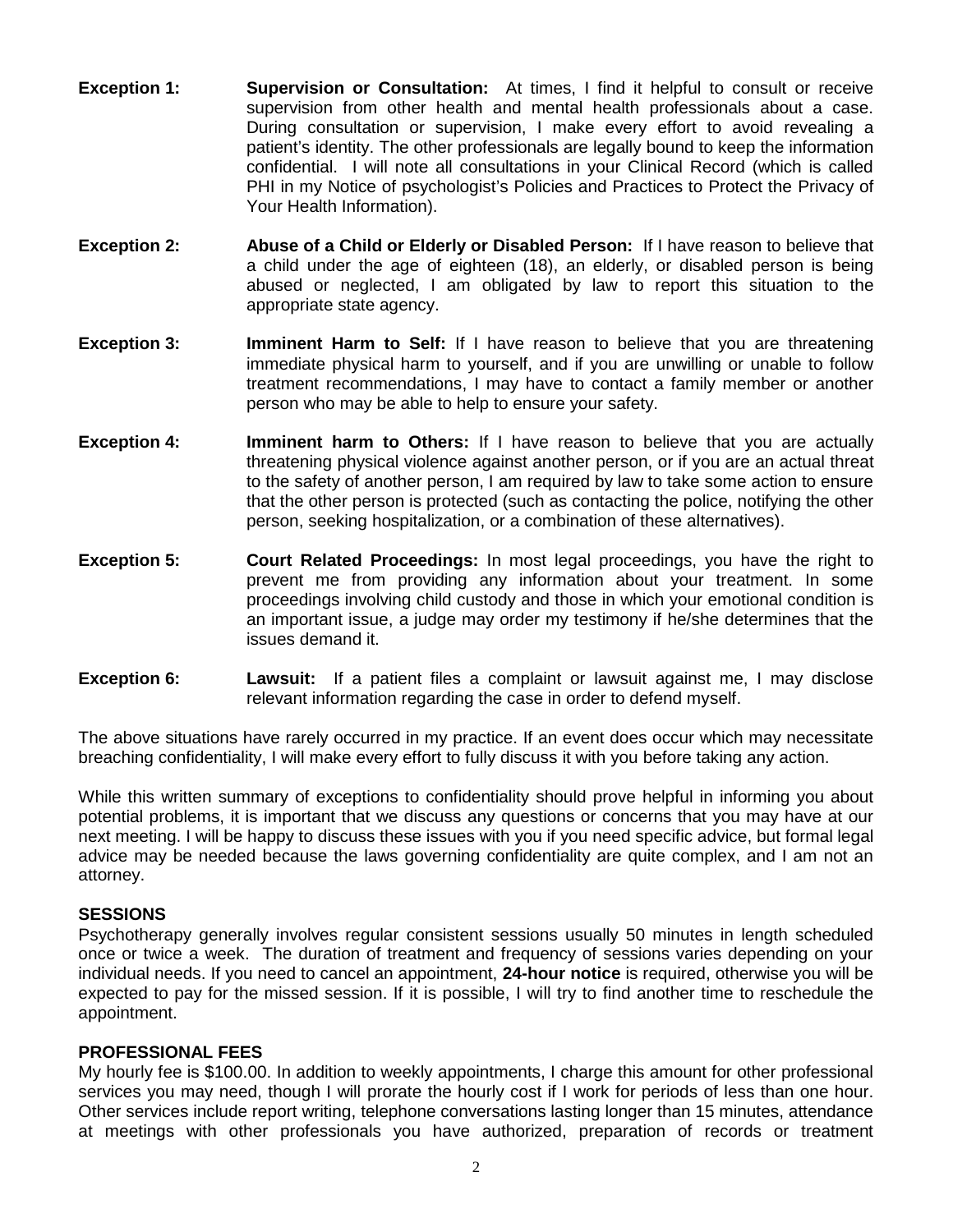**Exception 1:** **Supervision or Consultation:** At times, I find it helpful to consult or receive supervision from other health and mental health professionals about a case. During consultation or supervision, I make every effort to avoid revealing a patient's identity. The other professionals are legally bound to keep the information confidential. I will note all consultations in your Clinical Record (which is called PHI in my Notice of psychologist's Policies and Practices to Protect the Privacy of Your Health Information).

**Exception 2:** **Abuse of a Child or Elderly or Disabled Person:** If I have reason to believe that a child under the age of eighteen (18), an elderly, or disabled person is being abused or neglected, I am obligated by law to report this situation to the appropriate state agency.

**Exception 3:** **Imminent Harm to Self:** If I have reason to believe that you are threatening immediate physical harm to yourself, and if you are unwilling or unable to follow treatment recommendations, I may have to contact a family member or another person who may be able to help to ensure your safety.

**Exception 4:** **Imminent harm to Others:** If I have reason to believe that you are actually threatening physical violence against another person, or if you are an actual threat to the safety of another person, I am required by law to take some action to ensure that the other person is protected (such as contacting the police, notifying the other person, seeking hospitalization, or a combination of these alternatives).

**Exception 5:** **Court Related Proceedings:** In most legal proceedings, you have the right to prevent me from providing any information about your treatment. In some proceedings involving child custody and those in which your emotional condition is an important issue, a judge may order my testimony if he/she determines that the issues demand it.

**Exception 6:** **Lawsuit:** If a patient files a complaint or lawsuit against me, I may disclose relevant information regarding the case in order to defend myself.

The above situations have rarely occurred in my practice. If an event does occur which may necessitate breaching confidentiality, I will make every effort to fully discuss it with you before taking any action.

While this written summary of exceptions to confidentiality should prove helpful in informing you about potential problems, it is important that we discuss any questions or concerns that you may have at our next meeting. I will be happy to discuss these issues with you if you need specific advice, but formal legal advice may be needed because the laws governing confidentiality are quite complex, and I am not an attorney.

## SESSIONS

Psychotherapy generally involves regular consistent sessions usually 50 minutes in length scheduled once or twice a week. The duration of treatment and frequency of sessions varies depending on your individual needs. If you need to cancel an appointment, **24-hour notice** is required, otherwise you will be expected to pay for the missed session. If it is possible, I will try to find another time to reschedule the appointment.

## PROFESSIONAL FEES

My hourly fee is $100.00. In addition to weekly appointments, I charge this amount for other professional services you may need, though I will prorate the hourly cost if I work for periods of less than one hour. Other services include report writing, telephone conversations lasting longer than 15 minutes, attendance at meetings with other professionals you have authorized, preparation of records or treatment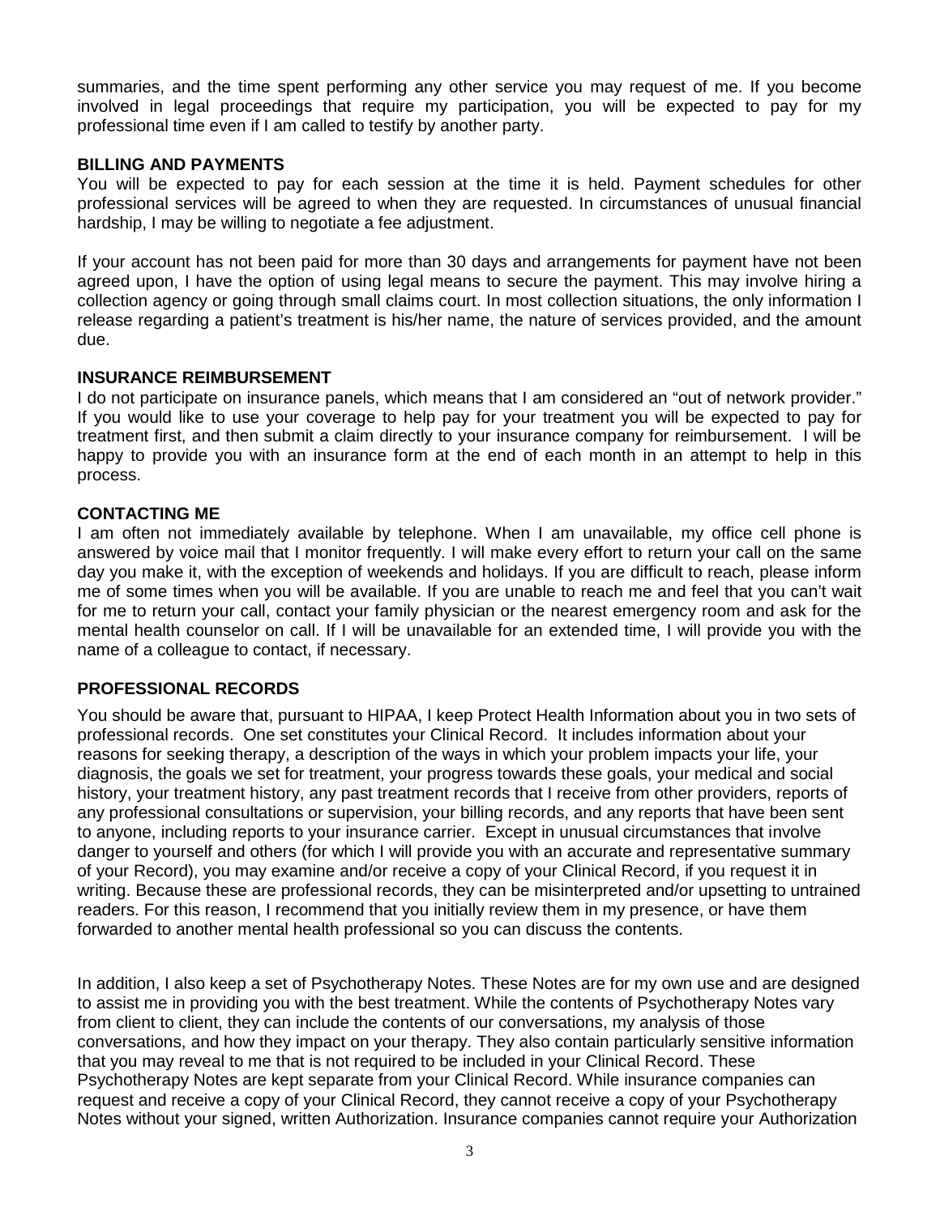summaries, and the time spent performing any other service you may request of me. If you become involved in legal proceedings that require my participation, you will be expected to pay for my professional time even if I am called to testify by another party.

**BILLING AND PAYMENTS**

You will be expected to pay for each session at the time it is held. Payment schedules for other professional services will be agreed to when they are requested. In circumstances of unusual financial hardship, I may be willing to negotiate a fee adjustment.

If your account has not been paid for more than 30 days and arrangements for payment have not been agreed upon, I have the option of using legal means to secure the payment. This may involve hiring a collection agency or going through small claims court. In most collection situations, the only information I release regarding a patient's treatment is his/her name, the nature of services provided, and the amount due.

**INSURANCE REIMBURSEMENT**

I do not participate on insurance panels, which means that I am considered an "out of network provider." If you would like to use your coverage to help pay for your treatment you will be expected to pay for treatment first, and then submit a claim directly to your insurance company for reimbursement. I will be happy to provide you with an insurance form at the end of each month in an attempt to help in this process.

**CONTACTING ME**

I am often not immediately available by telephone. When I am unavailable, my office cell phone is answered by voice mail that I monitor frequently. I will make every effort to return your call on the same day you make it, with the exception of weekends and holidays. If you are difficult to reach, please inform me of some times when you will be available. If you are unable to reach me and feel that you can't wait for me to return your call, contact your family physician or the nearest emergency room and ask for the mental health counselor on call. If I will be unavailable for an extended time, I will provide you with the name of a colleague to contact, if necessary.

**PROFESSIONAL RECORDS**

You should be aware that, pursuant to HIPAA, I keep Protect Health Information about you in two sets of professional records. One set constitutes your Clinical Record. It includes information about your reasons for seeking therapy, a description of the ways in which your problem impacts your life, your diagnosis, the goals we set for treatment, your progress towards these goals, your medical and social history, your treatment history, any past treatment records that I receive from other providers, reports of any professional consultations or supervision, your billing records, and any reports that have been sent to anyone, including reports to your insurance carrier. Except in unusual circumstances that involve danger to yourself and others (for which I will provide you with an accurate and representative summary of your Record), you may examine and/or receive a copy of your Clinical Record, if you request it in writing. Because these are professional records, they can be misinterpreted and/or upsetting to untrained readers. For this reason, I recommend that you initially review them in my presence, or have them forwarded to another mental health professional so you can discuss the contents.

In addition, I also keep a set of Psychotherapy Notes. These Notes are for my own use and are designed to assist me in providing you with the best treatment. While the contents of Psychotherapy Notes vary from client to client, they can include the contents of our conversations, my analysis of those conversations, and how they impact on your therapy. They also contain particularly sensitive information that you may reveal to me that is not required to be included in your Clinical Record. These Psychotherapy Notes are kept separate from your Clinical Record. While insurance companies can request and receive a copy of your Clinical Record, they cannot receive a copy of your Psychotherapy Notes without your signed, written Authorization. Insurance companies cannot require your Authorization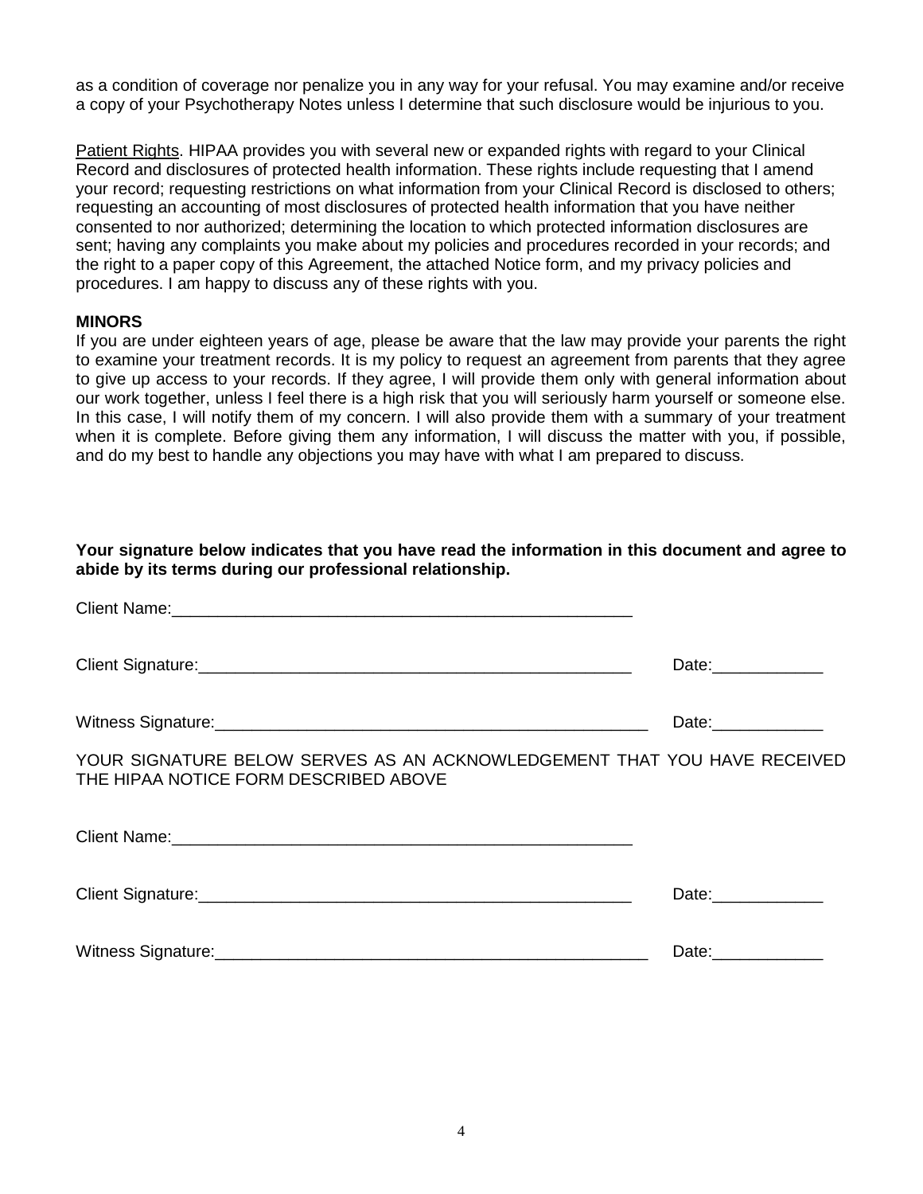as a condition of coverage nor penalize you in any way for your refusal. You may examine and/or receive a copy of your Psychotherapy Notes unless I determine that such disclosure would be injurious to you.

Patient Rights. HIPAA provides you with several new or expanded rights with regard to your Clinical Record and disclosures of protected health information. These rights include requesting that I amend your record; requesting restrictions on what information from your Clinical Record is disclosed to others; requesting an accounting of most disclosures of protected health information that you have neither consented to nor authorized; determining the location to which protected information disclosures are sent; having any complaints you make about my policies and procedures recorded in your records; and the right to a paper copy of this Agreement, the attached Notice form, and my privacy policies and procedures. I am happy to discuss any of these rights with you.

**MINORS**

If you are under eighteen years of age, please be aware that the law may provide your parents the right to examine your treatment records. It is my policy to request an agreement from parents that they agree to give up access to your records. If they agree, I will provide them only with general information about our work together, unless I feel there is a high risk that you will seriously harm yourself or someone else. In this case, I will notify them of my concern. I will also provide them with a summary of your treatment when it is complete. Before giving them any information, I will discuss the matter with you, if possible, and do my best to handle any objections you may have with what I am prepared to discuss.

**Your signature below indicates that you have read the information in this document and agree to abide by its terms during our professional relationship.**

Client Name:___________________________________________________

Client Signature:_______________________________________________ Date:____________

Witness Signature:______________________________________________ Date:____________

YOUR SIGNATURE BELOW SERVES AS AN ACKNOWLEDGEMENT THAT YOU HAVE RECEIVED THE HIPAA NOTICE FORM DESCRIBED ABOVE

Client Name:___________________________________________________

Client Signature:_______________________________________________ Date:____________

Witness Signature:______________________________________________ Date:____________